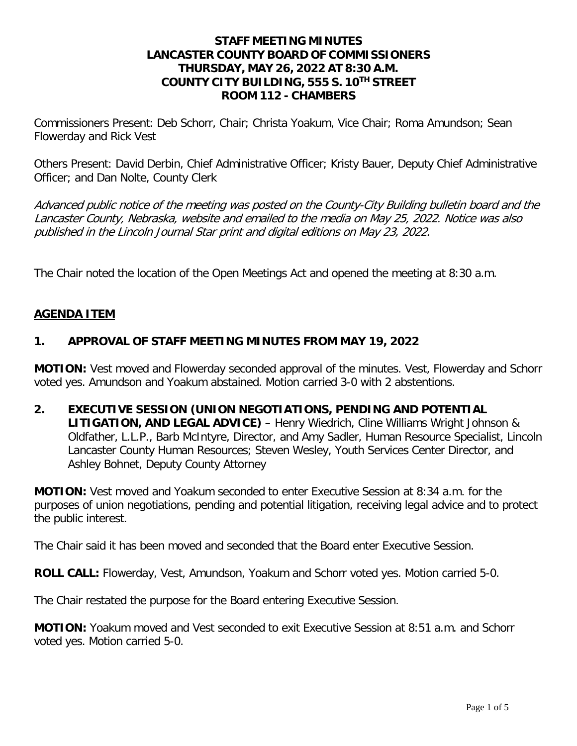# STAFF MEETING MINUTES
# LANCASTER COUNTY BOARD OF COMMISSIONERS
# THURSDAY, MAY 26, 2022 AT 8:30 A.M.
# COUNTY CITY BUILDING, 555 S. 10TH STREET
# ROOM 112 - CHAMBERS

Commissioners Present: Deb Schorr, Chair; Christa Yoakum, Vice Chair; Roma Amundson; Sean Flowerday and Rick Vest

Others Present: David Derbin, Chief Administrative Officer; Kristy Bauer, Deputy Chief Administrative Officer; and Dan Nolte, County Clerk

*Advanced public notice of the meeting was posted on the County-City Building bulletin board and the Lancaster County, Nebraska, website and emailed to the media on May 25, 2022. Notice was also published in the Lincoln Journal Star print and digital editions on May 23, 2022.*

The Chair noted the location of the Open Meetings Act and opened the meeting at 8:30 a.m.

## AGENDA ITEM

## 1. APPROVAL OF STAFF MEETING MINUTES FROM MAY 19, 2022

**MOTION:** Vest moved and Flowerday seconded approval of the minutes. Vest, Flowerday and Schorr voted yes. Amundson and Yoakum abstained. Motion carried 3-0 with 2 abstentions.

## 2. EXECUTIVE SESSION (UNION NEGOTIATIONS, PENDING AND POTENTIAL LITIGATION, AND LEGAL ADVICE) – Henry Wiedrich, Cline Williams Wright Johnson & Oldfather, L.L.P., Barb McIntyre, Director, and Amy Sadler, Human Resource Specialist, Lincoln Lancaster County Human Resources; Steven Wesley, Youth Services Center Director, and Ashley Bohnet, Deputy County Attorney

**MOTION:** Vest moved and Yoakum seconded to enter Executive Session at 8:34 a.m. for the purposes of union negotiations, pending and potential litigation, receiving legal advice and to protect the public interest.

The Chair said it has been moved and seconded that the Board enter Executive Session.

**ROLL CALL:** Flowerday, Vest, Amundson, Yoakum and Schorr voted yes. Motion carried 5-0.

The Chair restated the purpose for the Board entering Executive Session.

**MOTION:** Yoakum moved and Vest seconded to exit Executive Session at 8:51 a.m. and Schorr voted yes. Motion carried 5-0.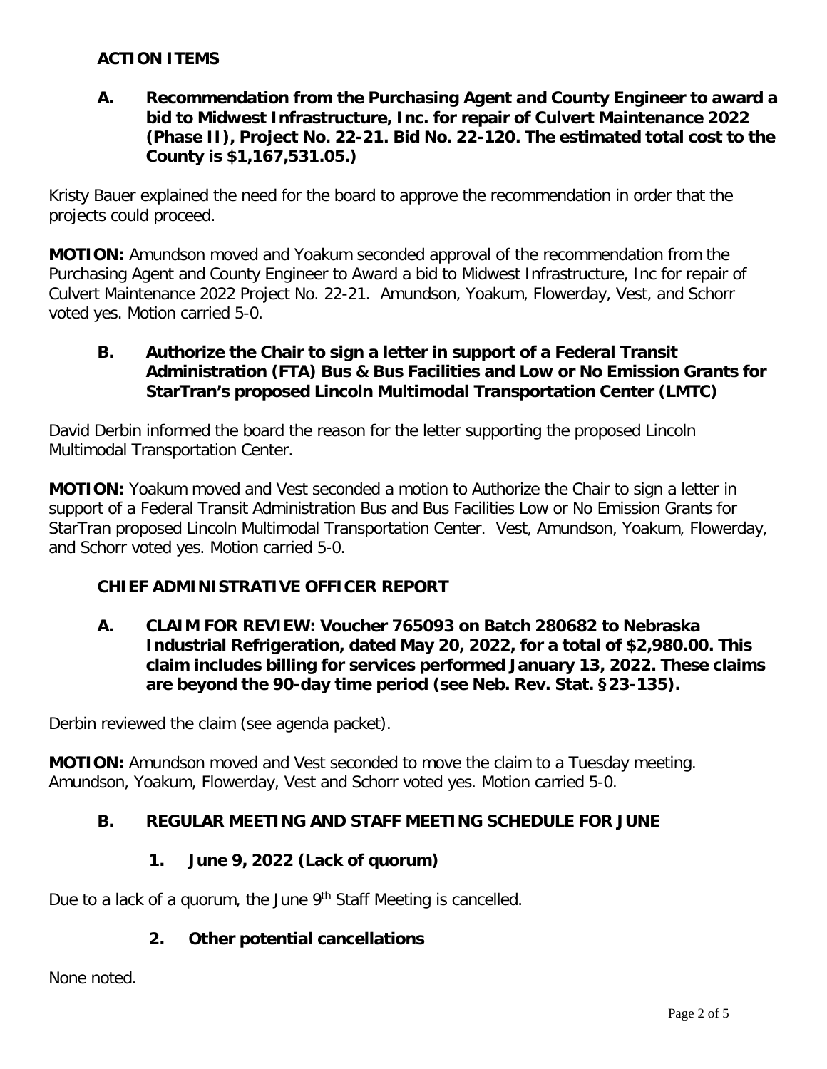## ACTION ITEMS

**A. Recommendation from the Purchasing Agent and County Engineer to award a bid to Midwest Infrastructure, Inc. for repair of Culvert Maintenance 2022 (Phase II), Project No. 22-21. Bid No. 22-120. The estimated total cost to the County is $1,167,531.05.)**

Kristy Bauer explained the need for the board to approve the recommendation in order that the projects could proceed.

**MOTION:** Amundson moved and Yoakum seconded approval of the recommendation from the Purchasing Agent and County Engineer to Award a bid to Midwest Infrastructure, Inc for repair of Culvert Maintenance 2022 Project No. 22-21. Amundson, Yoakum, Flowerday, Vest, and Schorr voted yes. Motion carried 5-0.

**B. Authorize the Chair to sign a letter in support of a Federal Transit Administration (FTA) Bus & Bus Facilities and Low or No Emission Grants for StarTran's proposed Lincoln Multimodal Transportation Center (LMTC)**

David Derbin informed the board the reason for the letter supporting the proposed Lincoln Multimodal Transportation Center.

**MOTION:** Yoakum moved and Vest seconded a motion to Authorize the Chair to sign a letter in support of a Federal Transit Administration Bus and Bus Facilities Low or No Emission Grants for StarTran proposed Lincoln Multimodal Transportation Center. Vest, Amundson, Yoakum, Flowerday, and Schorr voted yes. Motion carried 5-0.

## CHIEF ADMINISTRATIVE OFFICER REPORT

**A. CLAIM FOR REVIEW: Voucher 765093 on Batch 280682 to Nebraska Industrial Refrigeration, dated May 20, 2022, for a total of $2,980.00. This claim includes billing for services performed January 13, 2022. These claims are beyond the 90-day time period (see Neb. Rev. Stat. §23-135).**

Derbin reviewed the claim (see agenda packet).

**MOTION:** Amundson moved and Vest seconded to move the claim to a Tuesday meeting. Amundson, Yoakum, Flowerday, Vest and Schorr voted yes. Motion carried 5-0.

**B. REGULAR MEETING AND STAFF MEETING SCHEDULE FOR JUNE**

**1. June 9, 2022 (Lack of quorum)**

Due to a lack of a quorum, the June 9th Staff Meeting is cancelled.

**2. Other potential cancellations**

None noted.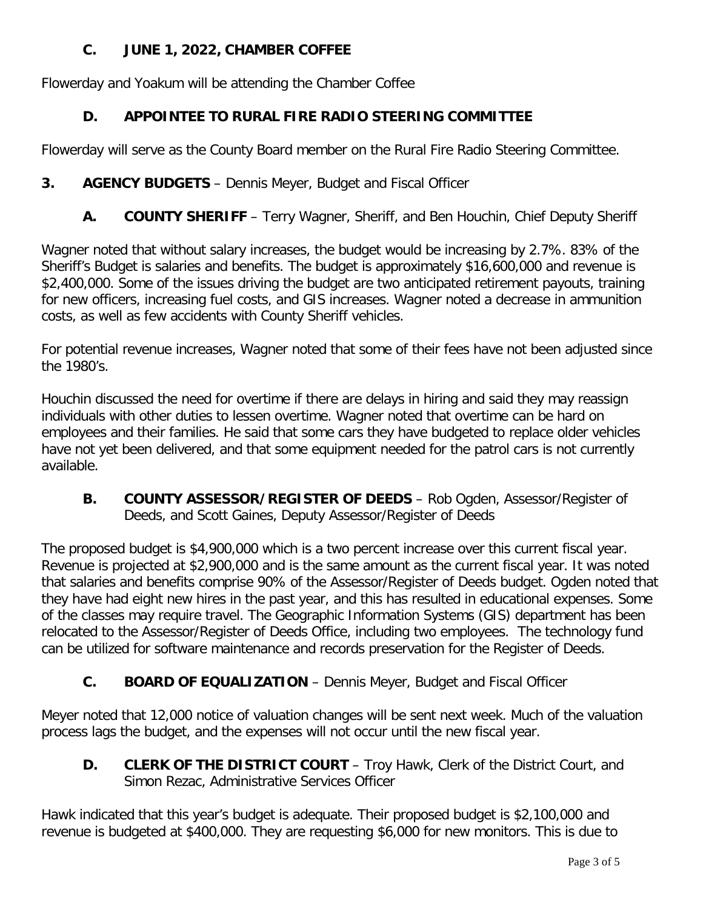### C. JUNE 1, 2022, CHAMBER COFFEE

Flowerday and Yoakum will be attending the Chamber Coffee

### D. APPOINTEE TO RURAL FIRE RADIO STEERING COMMITTEE

Flowerday will serve as the County Board member on the Rural Fire Radio Steering Committee.

## 3. AGENCY BUDGETS – Dennis Meyer, Budget and Fiscal Officer

### A. COUNTY SHERIFF – Terry Wagner, Sheriff, and Ben Houchin, Chief Deputy Sheriff

Wagner noted that without salary increases, the budget would be increasing by 2.7%. 83% of the Sheriff's Budget is salaries and benefits. The budget is approximately $16,600,000 and revenue is $2,400,000. Some of the issues driving the budget are two anticipated retirement payouts, training for new officers, increasing fuel costs, and GIS increases. Wagner noted a decrease in ammunition costs, as well as few accidents with County Sheriff vehicles.

For potential revenue increases, Wagner noted that some of their fees have not been adjusted since the 1980's.

Houchin discussed the need for overtime if there are delays in hiring and said they may reassign individuals with other duties to lessen overtime. Wagner noted that overtime can be hard on employees and their families. He said that some cars they have budgeted to replace older vehicles have not yet been delivered, and that some equipment needed for the patrol cars is not currently available.

### B. COUNTY ASSESSOR/REGISTER OF DEEDS – Rob Ogden, Assessor/Register of Deeds, and Scott Gaines, Deputy Assessor/Register of Deeds

The proposed budget is $4,900,000 which is a two percent increase over this current fiscal year. Revenue is projected at $2,900,000 and is the same amount as the current fiscal year. It was noted that salaries and benefits comprise 90% of the Assessor/Register of Deeds budget. Ogden noted that they have had eight new hires in the past year, and this has resulted in educational expenses. Some of the classes may require travel. The Geographic Information Systems (GIS) department has been relocated to the Assessor/Register of Deeds Office, including two employees. The technology fund can be utilized for software maintenance and records preservation for the Register of Deeds.

### C. BOARD OF EQUALIZATION – Dennis Meyer, Budget and Fiscal Officer

Meyer noted that 12,000 notice of valuation changes will be sent next week. Much of the valuation process lags the budget, and the expenses will not occur until the new fiscal year.

### D. CLERK OF THE DISTRICT COURT – Troy Hawk, Clerk of the District Court, and Simon Rezac, Administrative Services Officer

Hawk indicated that this year's budget is adequate. Their proposed budget is $2,100,000 and revenue is budgeted at $400,000. They are requesting $6,000 for new monitors. This is due to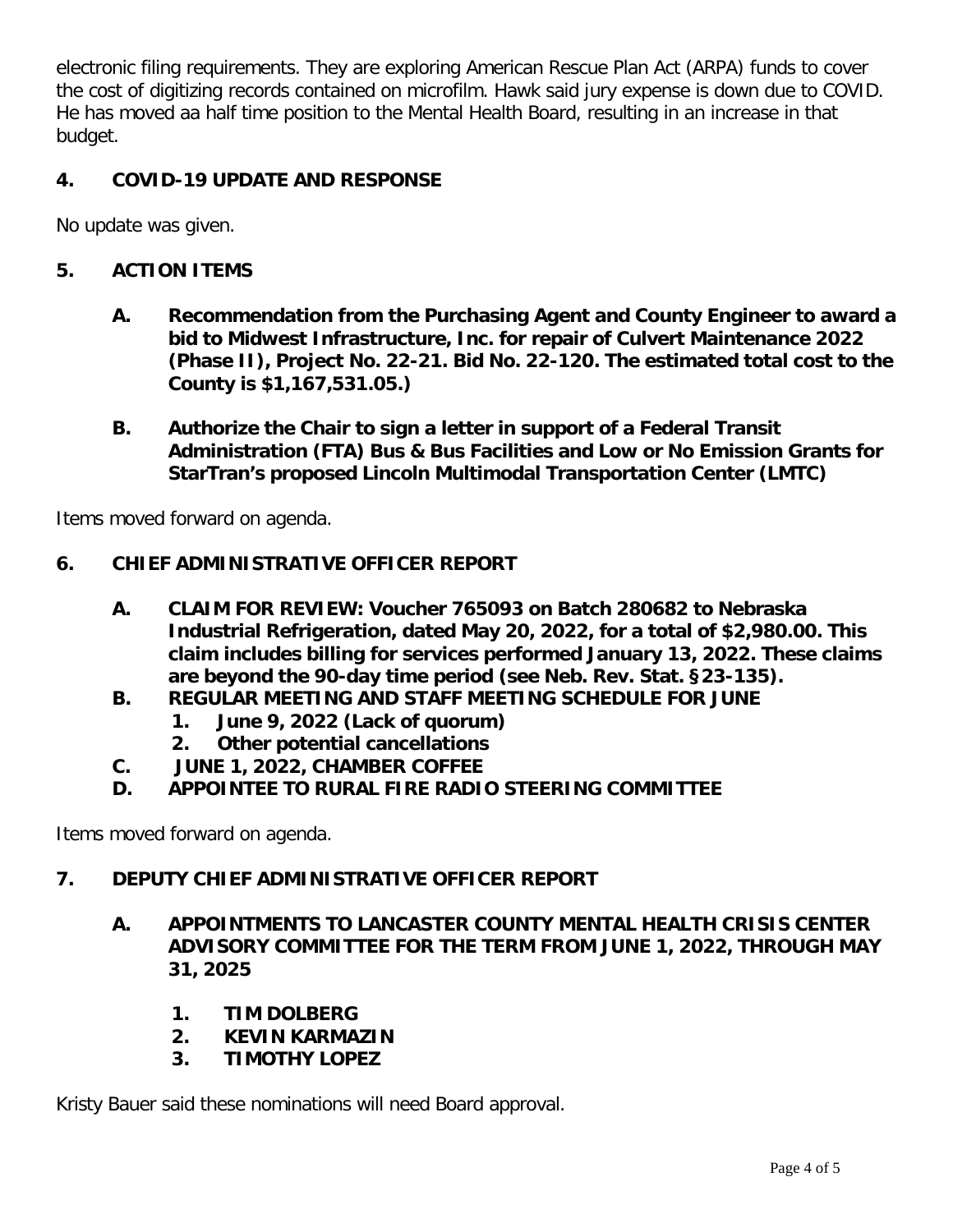electronic filing requirements. They are exploring American Rescue Plan Act (ARPA) funds to cover the cost of digitizing records contained on microfilm. Hawk said jury expense is down due to COVID. He has moved aa half time position to the Mental Health Board, resulting in an increase in that budget.

## 4. COVID-19 UPDATE AND RESPONSE

No update was given.

## 5. ACTION ITEMS

**A. Recommendation from the Purchasing Agent and County Engineer to award a bid to Midwest Infrastructure, Inc. for repair of Culvert Maintenance 2022 (Phase II), Project No. 22-21. Bid No. 22-120. The estimated total cost to the County is $1,167,531.05.)**

**B. Authorize the Chair to sign a letter in support of a Federal Transit Administration (FTA) Bus & Bus Facilities and Low or No Emission Grants for StarTran's proposed Lincoln Multimodal Transportation Center (LMTC)**

Items moved forward on agenda.

## 6. CHIEF ADMINISTRATIVE OFFICER REPORT

**A. CLAIM FOR REVIEW: Voucher 765093 on Batch 280682 to Nebraska Industrial Refrigeration, dated May 20, 2022, for a total of $2,980.00. This claim includes billing for services performed January 13, 2022. These claims are beyond the 90-day time period (see Neb. Rev. Stat. §23-135).**

**B. REGULAR MEETING AND STAFF MEETING SCHEDULE FOR JUNE**

**1. June 9, 2022 (Lack of quorum)**

**2. Other potential cancellations**

**C. JUNE 1, 2022, CHAMBER COFFEE**

**D. APPOINTEE TO RURAL FIRE RADIO STEERING COMMITTEE**

Items moved forward on agenda.

## 7. DEPUTY CHIEF ADMINISTRATIVE OFFICER REPORT

**A. APPOINTMENTS TO LANCASTER COUNTY MENTAL HEALTH CRISIS CENTER ADVISORY COMMITTEE FOR THE TERM FROM JUNE 1, 2022, THROUGH MAY 31, 2025**

**1. TIM DOLBERG**

**2. KEVIN KARMAZIN**

**3. TIMOTHY LOPEZ**

Kristy Bauer said these nominations will need Board approval.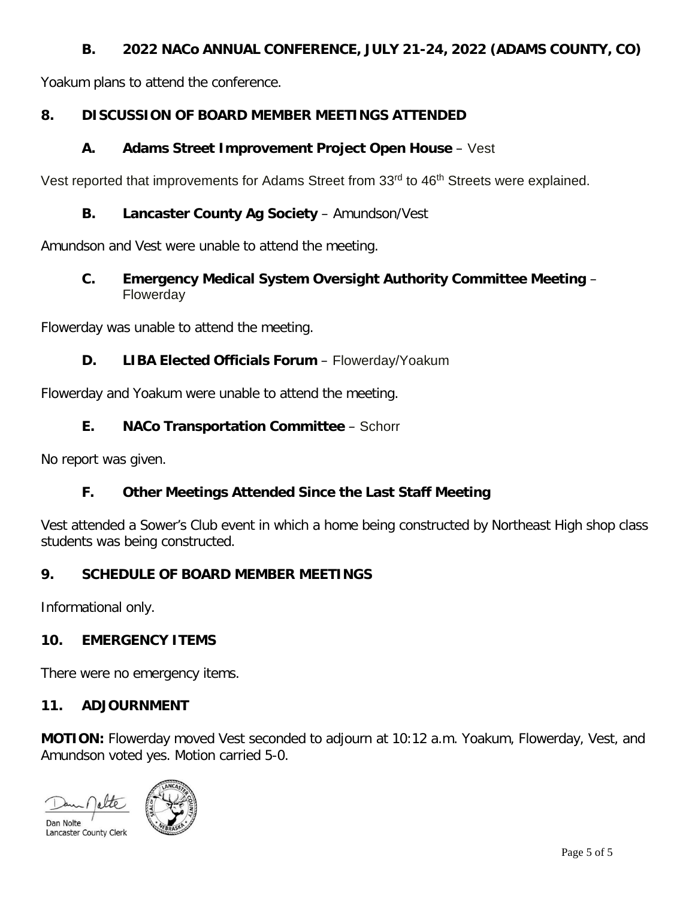### B. 2022 NACo ANNUAL CONFERENCE, JULY 21-24, 2022 (ADAMS COUNTY, CO)

Yoakum plans to attend the conference.

## 8. DISCUSSION OF BOARD MEMBER MEETINGS ATTENDED

### A. Adams Street Improvement Project Open House – Vest

Vest reported that improvements for Adams Street from 33rd to 46th Streets were explained.

### B. Lancaster County Ag Society – Amundson/Vest

Amundson and Vest were unable to attend the meeting.

### C. Emergency Medical System Oversight Authority Committee Meeting – Flowerday

Flowerday was unable to attend the meeting.

### D. LIBA Elected Officials Forum – Flowerday/Yoakum

Flowerday and Yoakum were unable to attend the meeting.

### E. NACo Transportation Committee – Schorr

No report was given.

### F. Other Meetings Attended Since the Last Staff Meeting

Vest attended a Sower's Club event in which a home being constructed by Northeast High shop class students was being constructed.

## 9. SCHEDULE OF BOARD MEMBER MEETINGS

Informational only.

## 10. EMERGENCY ITEMS

There were no emergency items.

## 11. ADJOURNMENT

**MOTION:** Flowerday moved Vest seconded to adjourn at 10:12 a.m. Yoakum, Flowerday, Vest, and Amundson voted yes. Motion carried 5-0.

Dan Nolte
Lancaster County Clerk